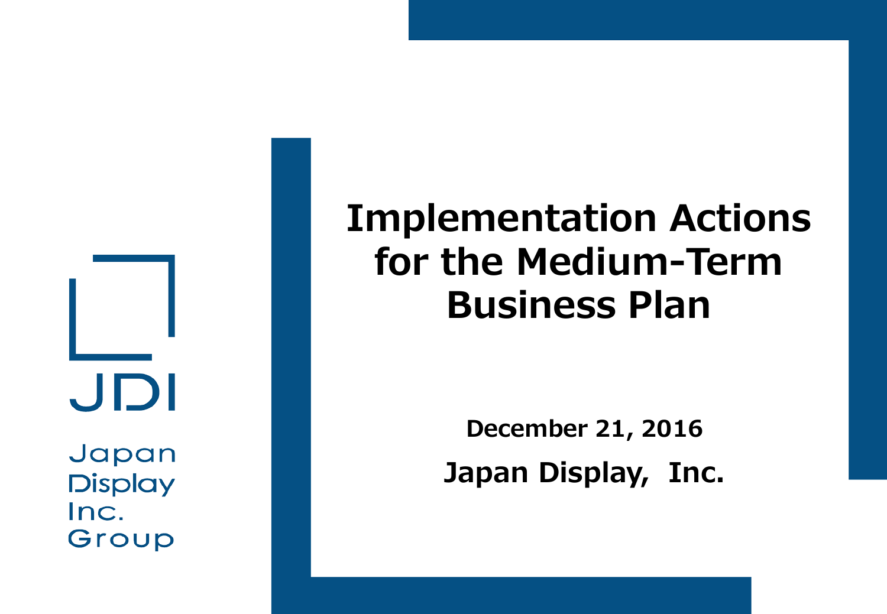JDI

Japan Display Inc. Group

# Implementation Actions for the Medium-Term Business Plan

December 21, 2016

Japan Display, Inc.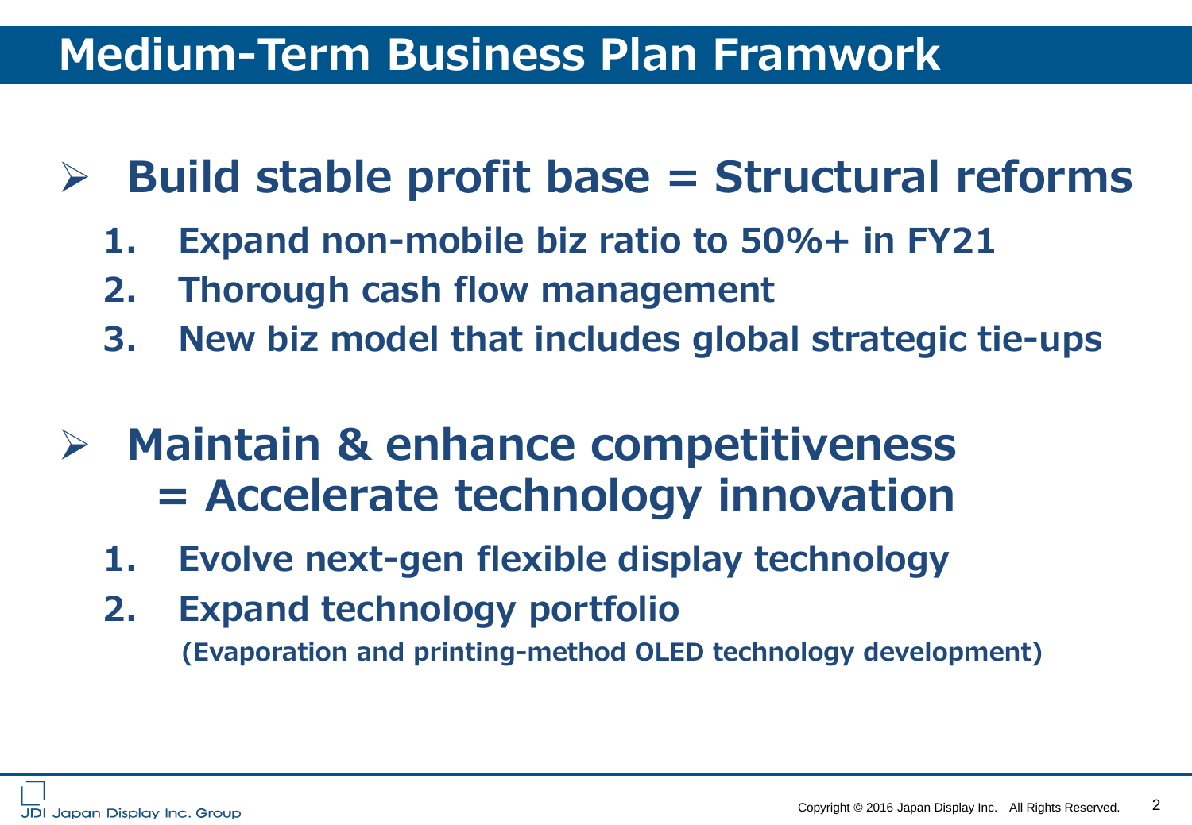# Medium-Term Business Plan Framwork

- **Build stable profit base = Structural reforms**
  1. **Expand non-mobile biz ratio to 50%+ in FY21**
  2. **Thorough cash flow management**
  3. **New biz model that includes global strategic tie-ups**

- **Maintain & enhance competitiveness = Accelerate technology innovation**
  1. **Evolve next-gen flexible display technology**
  2. **Expand technology portfolio**
     **(Evaporation and printing-method OLED technology development)**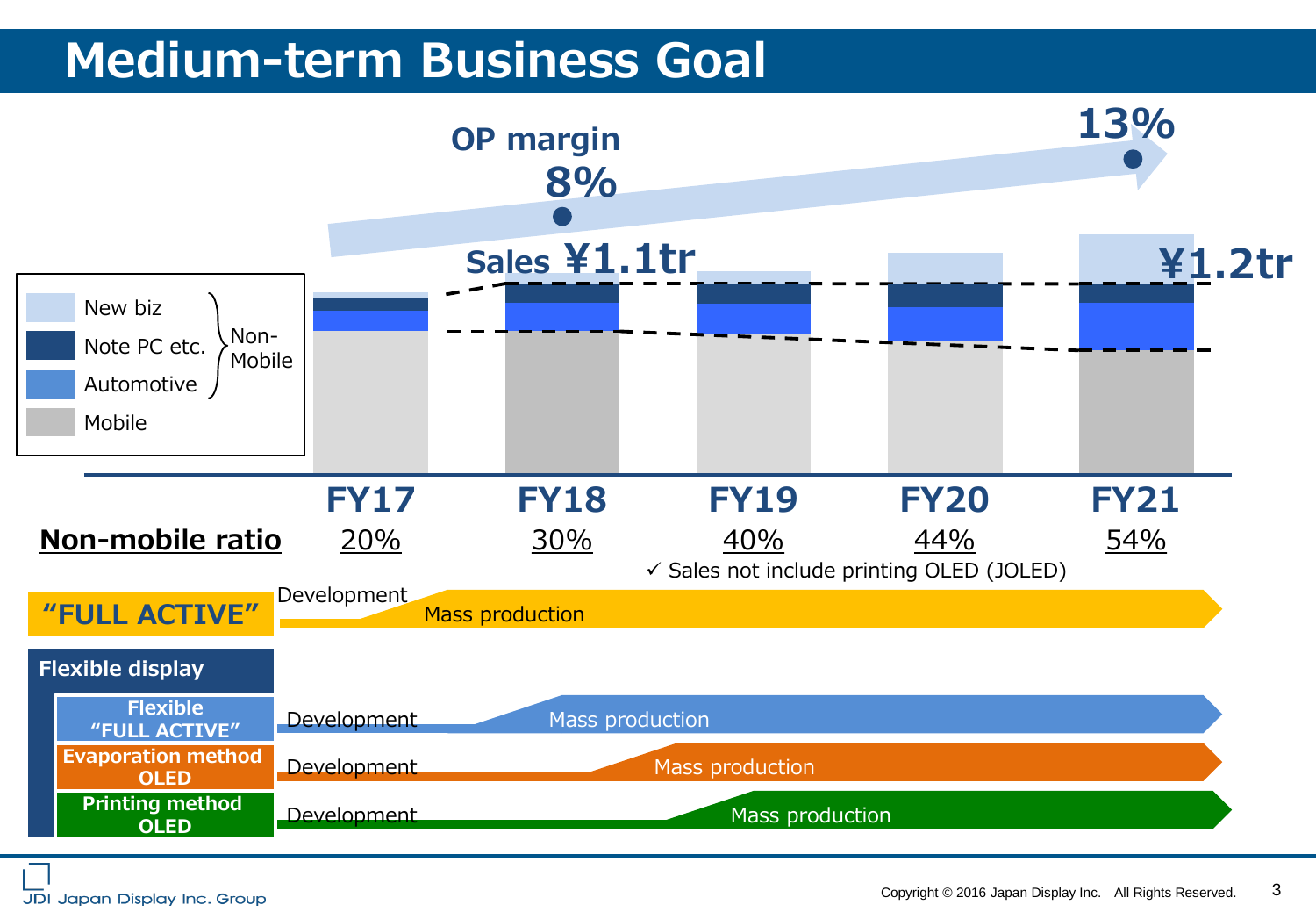# Medium-term Business Goal

OP margin **8%** → **13%**

Sales **¥1.1tr** → **¥1.2tr**

Legend:
- New biz (Non-Mobile)
- Note PC etc. (Non-Mobile)
- Automotive (Non-Mobile)
- Mobile

| | FY17 | FY18 | FY19 | FY20 | FY21 |
|---|---|---|---|---|---|
| **Non-mobile ratio** | 20% | 30% | 40% | 44% | 54% |

✓ Sales not include printing OLED (JOLED)

| | Roadmap |
|---|---|
| **"FULL ACTIVE"** | Development → Mass production |
| **Flexible display** | |
| Flexible "FULL ACTIVE" | Development → Mass production |
| Evaporation method OLED | Development → Mass production |
| Printing method OLED | Development → Mass production |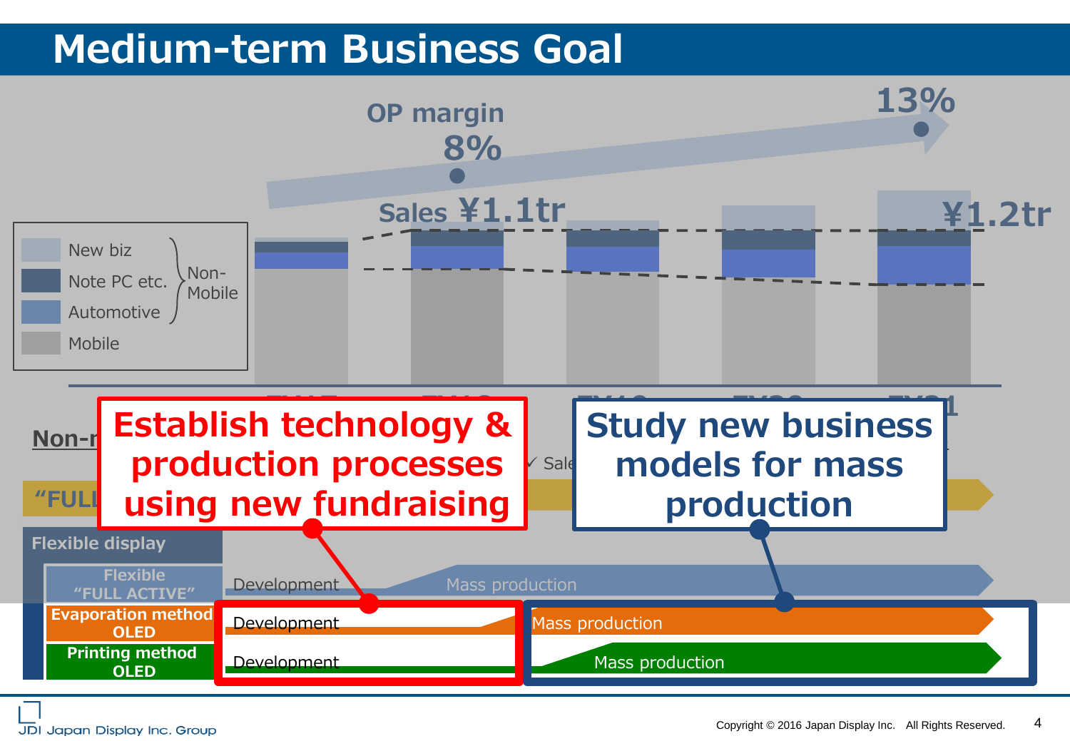# Medium-term Business Goal

OP margin 8% → 13%

Sales ¥1.1tr → ¥1.2tr

- New biz
- Note PC etc.
- Automotive
- Mobile

(New biz, Note PC etc., Automotive: Non-Mobile)

**Establish technology & production processes using new fundraising**

**Study new business models for mass production**

Flexible display

| | | |
|---|---|---|
| Flexible "FULL ACTIVE" | Development | Mass production |
| Evaporation method OLED | Development | Mass production |
| Printing method OLED | Development | Mass production |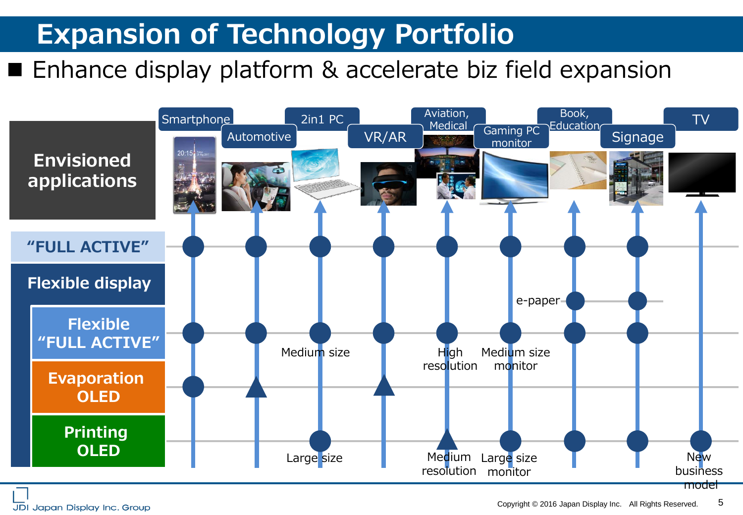# Expansion of Technology Portfolio

■ Enhance display platform & accelerate biz field expansion

| Envisioned applications | Smartphone | Automotive | 2in1 PC | VR/AR | Aviation, Medical | Gaming PC monitor | Book, Education | Signage | TV |
|---|---|---|---|---|---|---|---|---|---|
| "FULL ACTIVE" | ● | ● | ● | ● | ● | ● | ● | ● | |
| Flexible display: e-paper | | | | | | | ● | ● | |
| Flexible display: Flexible "FULL ACTIVE" | ● | ● | ● Medium size | ● | ● High resolution | ● Medium size monitor | ● | ● | |
| Flexible display: Evaporation OLED | ● | ▲ | | ▲ | | | | | |
| Flexible display: Printing OLED | | | ● Large size | | ▲ Medium resolution | ● Large size monitor | ● | ● | ● New business model |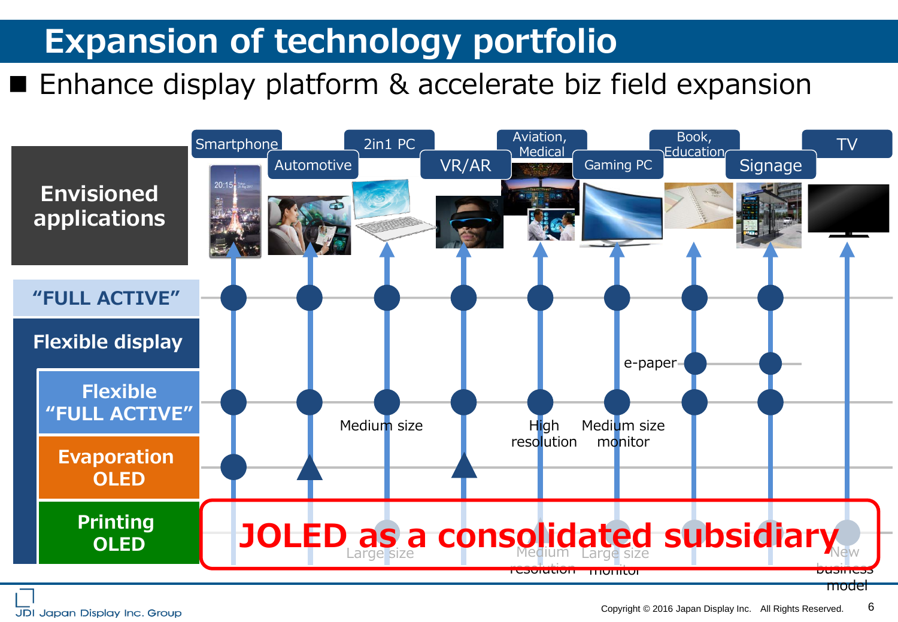# Expansion of technology portfolio

■ Enhance display platform & accelerate biz field expansion

| Envisioned applications | Smartphone | Automotive | 2in1 PC | VR/AR | Aviation, Medical | Gaming PC | Book, Education | Signage | TV |
|---|---|---|---|---|---|---|---|---|---|
| "FULL ACTIVE" | ● | ● | ● | ● | ● | ● | ● | ● | |
| Flexible display: e-paper | | | | | | | ● | ● | |
| Flexible display: Flexible "FULL ACTIVE" | ● | ● | ● Medium size | ● | ● High resolution | ● Medium size monitor | ● | ● | |
| Flexible display: Evaporation OLED | ● | ▲ | | ▲ | | | | | |
| Flexible display: Printing OLED | | | ● Large size | | ● Medium resolution | ● Large size monitor | | | ● New business model |

**JOLED as a consolidated subsidiary**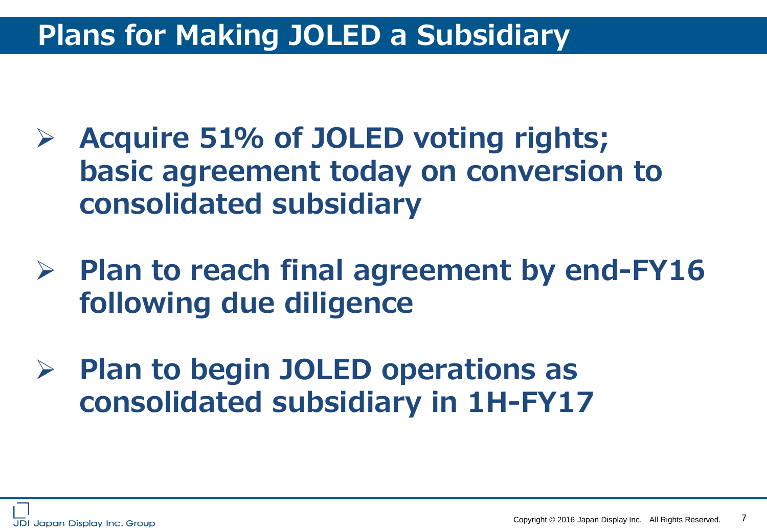# Plans for Making JOLED a Subsidiary

- **Acquire 51% of JOLED voting rights; basic agreement today on conversion to consolidated subsidiary**

- **Plan to reach final agreement by end-FY16 following due diligence**

- **Plan to begin JOLED operations as consolidated subsidiary in 1H-FY17**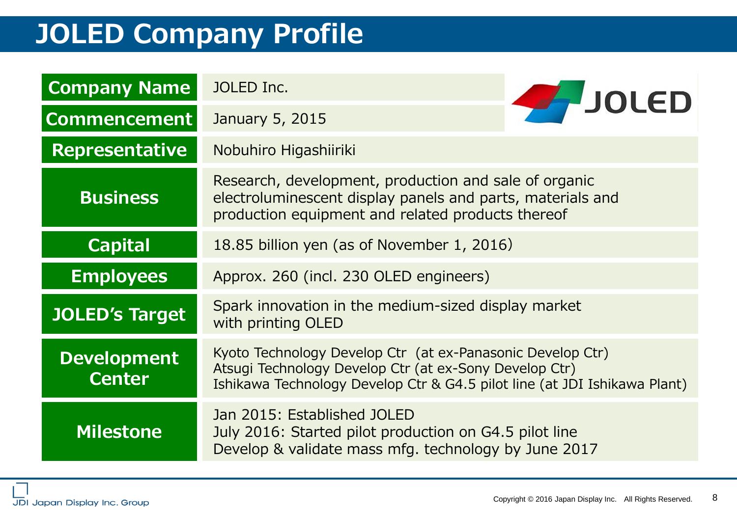# JOLED Company Profile

| | |
|---|---|
| **Company Name** | JOLED Inc. |
| **Commencement** | January 5, 2015 |
| **Representative** | Nobuhiro Higashiiriki |
| **Business** | Research, development, production and sale of organic electroluminescent display panels and parts, materials and production equipment and related products thereof |
| **Capital** | 18.85 billion yen (as of November 1, 2016) |
| **Employees** | Approx. 260 (incl. 230 OLED engineers) |
| **JOLED's Target** | Spark innovation in the medium-sized display market with printing OLED |
| **Development Center** | Kyoto Technology Develop Ctr (at ex-Panasonic Develop Ctr)<br>Atsugi Technology Develop Ctr (at ex-Sony Develop Ctr)<br>Ishikawa Technology Develop Ctr & G4.5 pilot line (at JDI Ishikawa Plant) |
| **Milestone** | Jan 2015: Established JOLED<br>July 2016: Started pilot production on G4.5 pilot line<br>Develop & validate mass mfg. technology by June 2017 |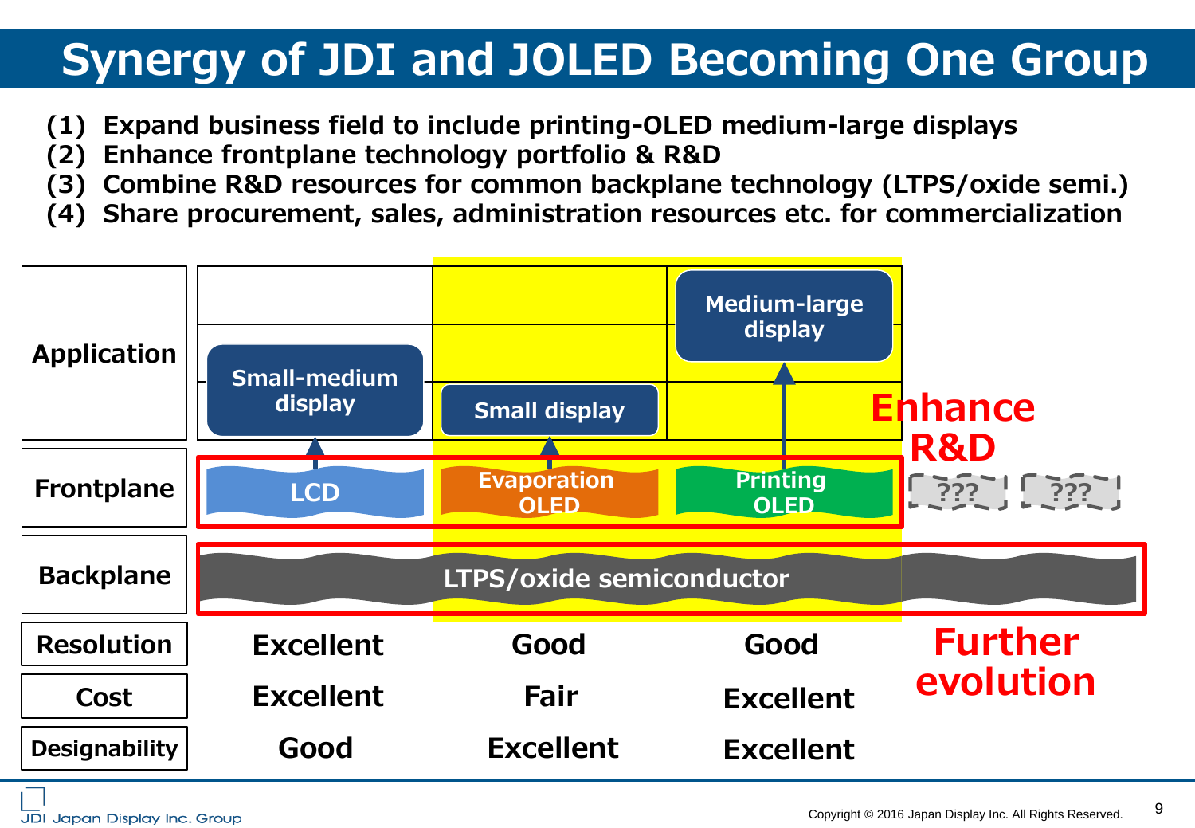# Synergy of JDI and JOLED Becoming One Group

(1) Expand business field to include printing-OLED medium-large displays
(2) Enhance frontplane technology portfolio & R&D
(3) Combine R&D resources for common backplane technology (LTPS/oxide semi.)
(4) Share procurement, sales, administration resources etc. for commercialization

| | | | | |
|---|---|---|---|---|
| Application | Small-medium display | Small display | Medium-large display | |
| Frontplane | LCD | Evaporation OLED | Printing OLED | ??? ??? (Enhance R&D) |
| Backplane | LTPS/oxide semiconductor | | | |
| Resolution | Excellent | Good | Good | Further evolution |
| Cost | Excellent | Fair | Excellent | |
| Designability | Good | Excellent | Excellent | |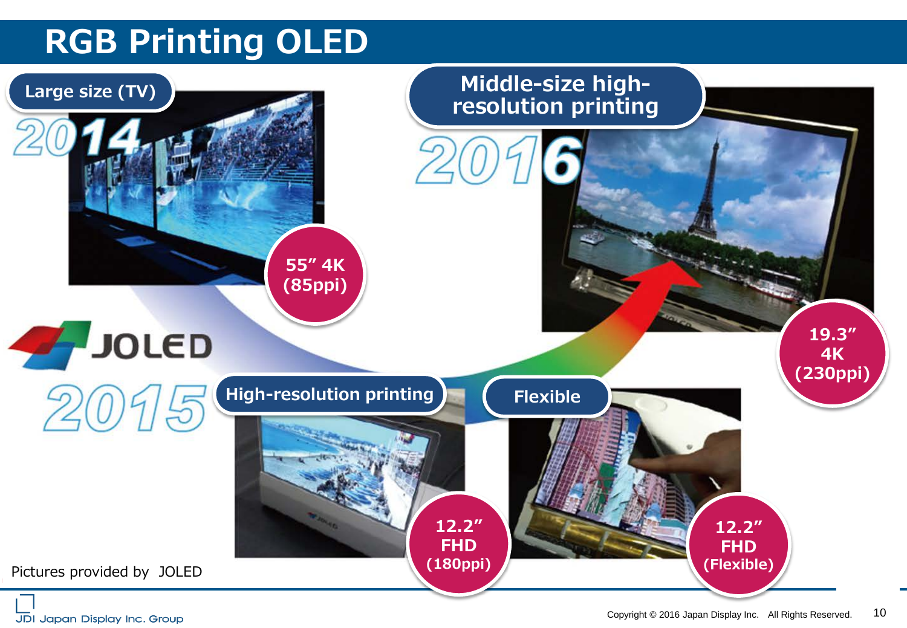# RGB Printing OLED

**Large size (TV)**

2014

55″ 4K (85ppi)

JOLED

2015

**High-resolution printing**

12.2″ FHD (180ppi)

**Flexible**

12.2″ FHD (Flexible)

**Middle-size high-resolution printing**

2016

19.3″ 4K (230ppi)

Pictures provided by JOLED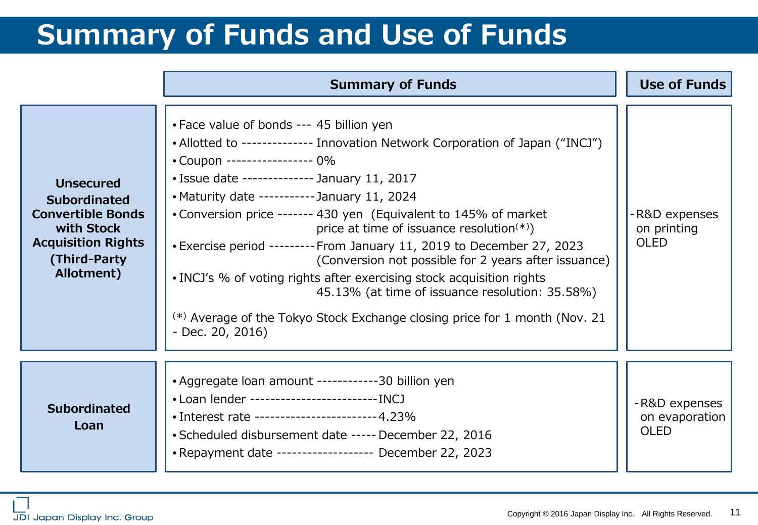# Summary of Funds and Use of Funds

| | Summary of Funds | Use of Funds |
|---|---|---|
| **Unsecured Subordinated Convertible Bonds with Stock Acquisition Rights (Third-Party Allotment)** | • Face value of bonds --- 45 billion yen<br>• Allotted to -------------- Innovation Network Corporation of Japan ("INCJ")<br>• Coupon ----------------- 0%<br>• Issue date -------------- January 11, 2017<br>• Maturity date -----------January 11, 2024<br>• Conversion price ------- 430 yen (Equivalent to 145% of market price at time of issuance resolution(*))<br>• Exercise period ---------From January 11, 2019 to December 27, 2023 (Conversion not possible for 2 years after issuance)<br>• INCJ's % of voting rights after exercising stock acquisition rights 45.13% (at time of issuance resolution: 35.58%)<br><br>(*) Average of the Tokyo Stock Exchange closing price for 1 month (Nov. 21 - Dec. 20, 2016) | - R&D expenses on printing OLED |
| **Subordinated Loan** | • Aggregate loan amount ------------30 billion yen<br>• Loan lender -------------------------INCJ<br>• Interest rate ------------------------4.23%<br>• Scheduled disbursement date ----- December 22, 2016<br>• Repayment date ------------------- December 22, 2023 | - R&D expenses on evaporation OLED |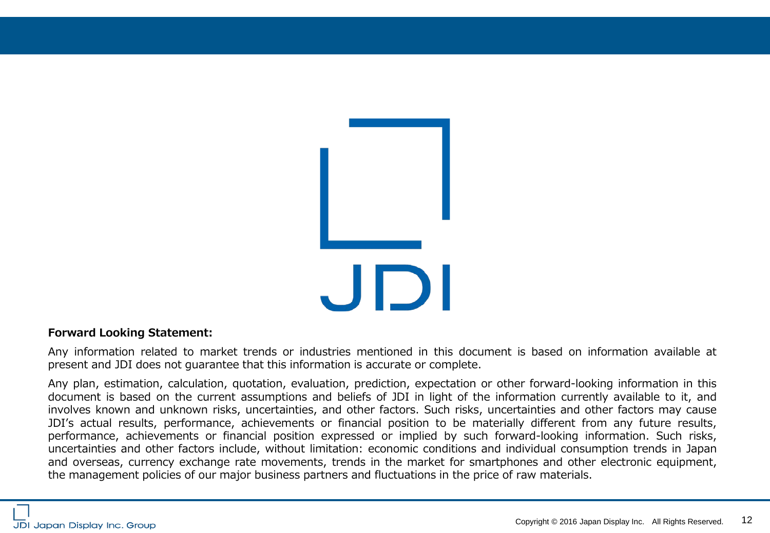**Forward Looking Statement:**

Any information related to market trends or industries mentioned in this document is based on information available at present and JDI does not guarantee that this information is accurate or complete.

Any plan, estimation, calculation, quotation, evaluation, prediction, expectation or other forward-looking information in this document is based on the current assumptions and beliefs of JDI in light of the information currently available to it, and involves known and unknown risks, uncertainties, and other factors. Such risks, uncertainties and other factors may cause JDI's actual results, performance, achievements or financial position to be materially different from any future results, performance, achievements or financial position expressed or implied by such forward-looking information. Such risks, uncertainties and other factors include, without limitation: economic conditions and individual consumption trends in Japan and overseas, currency exchange rate movements, trends in the market for smartphones and other electronic equipment, the management policies of our major business partners and fluctuations in the price of raw materials.